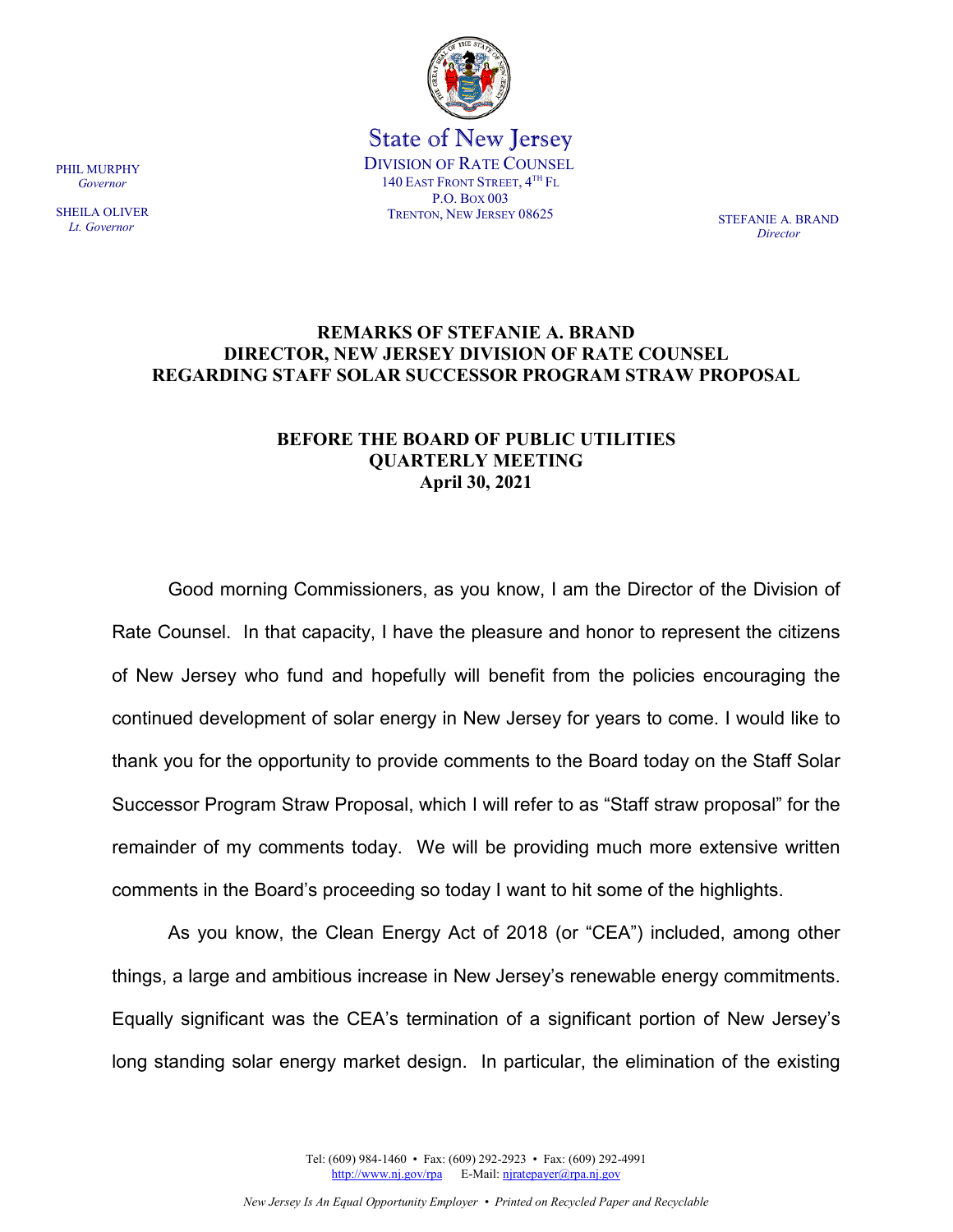State of New Jersey
DIVISION OF RATE COUNSEL
140 EAST FRONT STREET, 4TH FL
P.O. BOX 003
TRENTON, NEW JERSEY 08625

PHIL MURPHY
*Governor*

SHEILA OLIVER
*Lt. Governor*

STEFANIE A. BRAND
*Director*

**REMARKS OF STEFANIE A. BRAND**
**DIRECTOR, NEW JERSEY DIVISION OF RATE COUNSEL**
**REGARDING STAFF SOLAR SUCCESSOR PROGRAM STRAW PROPOSAL**

**BEFORE THE BOARD OF PUBLIC UTILITIES**
**QUARTERLY MEETING**
**April 30, 2021**

Good morning Commissioners, as you know, I am the Director of the Division of Rate Counsel. In that capacity, I have the pleasure and honor to represent the citizens of New Jersey who fund and hopefully will benefit from the policies encouraging the continued development of solar energy in New Jersey for years to come. I would like to thank you for the opportunity to provide comments to the Board today on the Staff Solar Successor Program Straw Proposal, which I will refer to as "Staff straw proposal" for the remainder of my comments today. We will be providing much more extensive written comments in the Board's proceeding so today I want to hit some of the highlights.

As you know, the Clean Energy Act of 2018 (or "CEA") included, among other things, a large and ambitious increase in New Jersey's renewable energy commitments. Equally significant was the CEA's termination of a significant portion of New Jersey's long standing solar energy market design. In particular, the elimination of the existing

Tel: (609) 984-1460 • Fax: (609) 292-2923 • Fax: (609) 292-4991
http://www.nj.gov/rpa E-Mail: njratepayer@rpa.nj.gov

*New Jersey Is An Equal Opportunity Employer • Printed on Recycled Paper and Recyclable*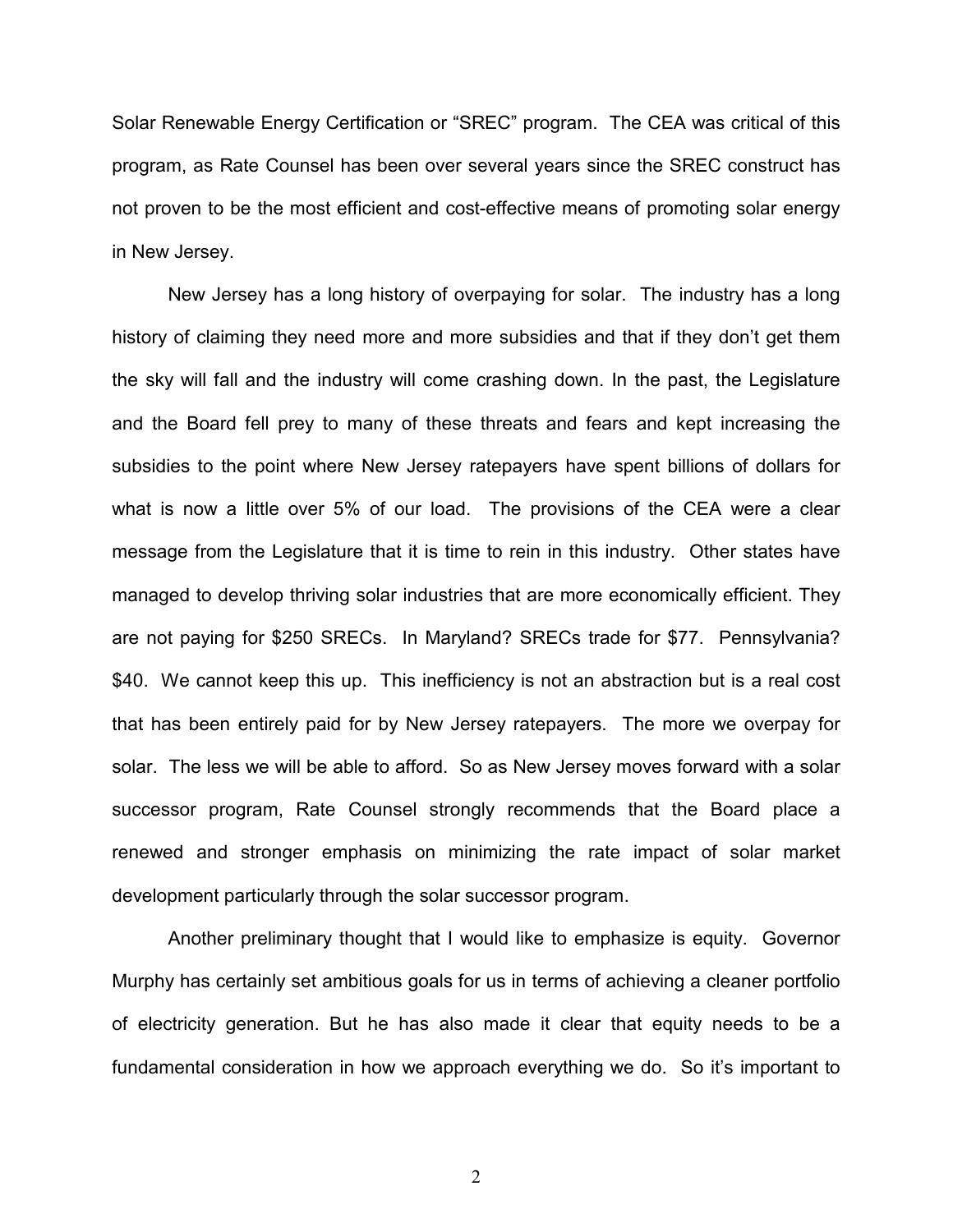Solar Renewable Energy Certification or "SREC" program. The CEA was critical of this program, as Rate Counsel has been over several years since the SREC construct has not proven to be the most efficient and cost-effective means of promoting solar energy in New Jersey.

New Jersey has a long history of overpaying for solar. The industry has a long history of claiming they need more and more subsidies and that if they don't get them the sky will fall and the industry will come crashing down. In the past, the Legislature and the Board fell prey to many of these threats and fears and kept increasing the subsidies to the point where New Jersey ratepayers have spent billions of dollars for what is now a little over 5% of our load. The provisions of the CEA were a clear message from the Legislature that it is time to rein in this industry. Other states have managed to develop thriving solar industries that are more economically efficient. They are not paying for $250 SRECs. In Maryland? SRECs trade for $77. Pennsylvania? $40. We cannot keep this up. This inefficiency is not an abstraction but is a real cost that has been entirely paid for by New Jersey ratepayers. The more we overpay for solar. The less we will be able to afford. So as New Jersey moves forward with a solar successor program, Rate Counsel strongly recommends that the Board place a renewed and stronger emphasis on minimizing the rate impact of solar market development particularly through the solar successor program.

Another preliminary thought that I would like to emphasize is equity. Governor Murphy has certainly set ambitious goals for us in terms of achieving a cleaner portfolio of electricity generation. But he has also made it clear that equity needs to be a fundamental consideration in how we approach everything we do. So it's important to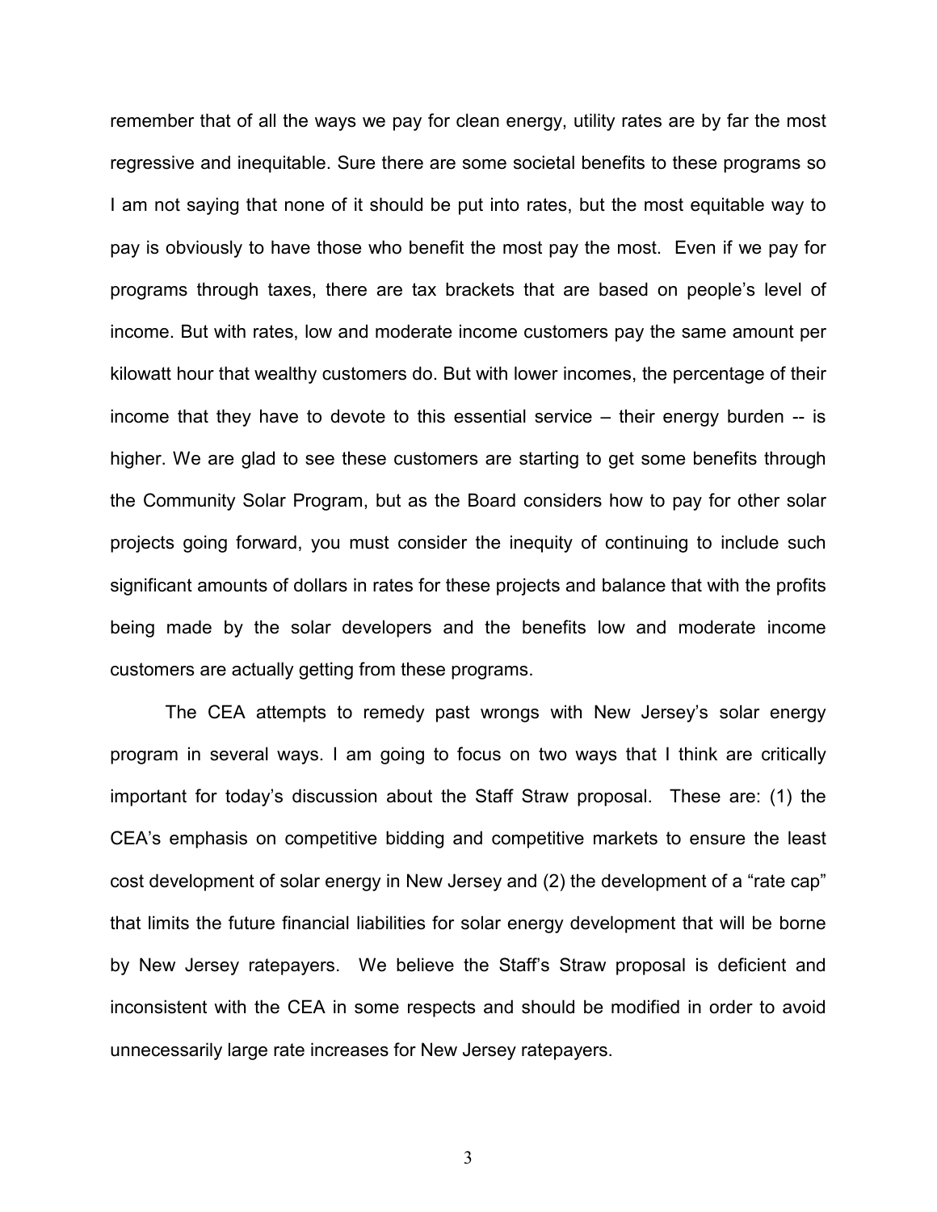remember that of all the ways we pay for clean energy, utility rates are by far the most regressive and inequitable. Sure there are some societal benefits to these programs so I am not saying that none of it should be put into rates, but the most equitable way to pay is obviously to have those who benefit the most pay the most. Even if we pay for programs through taxes, there are tax brackets that are based on people's level of income. But with rates, low and moderate income customers pay the same amount per kilowatt hour that wealthy customers do. But with lower incomes, the percentage of their income that they have to devote to this essential service – their energy burden -- is higher. We are glad to see these customers are starting to get some benefits through the Community Solar Program, but as the Board considers how to pay for other solar projects going forward, you must consider the inequity of continuing to include such significant amounts of dollars in rates for these projects and balance that with the profits being made by the solar developers and the benefits low and moderate income customers are actually getting from these programs.

The CEA attempts to remedy past wrongs with New Jersey's solar energy program in several ways. I am going to focus on two ways that I think are critically important for today's discussion about the Staff Straw proposal. These are: (1) the CEA's emphasis on competitive bidding and competitive markets to ensure the least cost development of solar energy in New Jersey and (2) the development of a "rate cap" that limits the future financial liabilities for solar energy development that will be borne by New Jersey ratepayers. We believe the Staff's Straw proposal is deficient and inconsistent with the CEA in some respects and should be modified in order to avoid unnecessarily large rate increases for New Jersey ratepayers.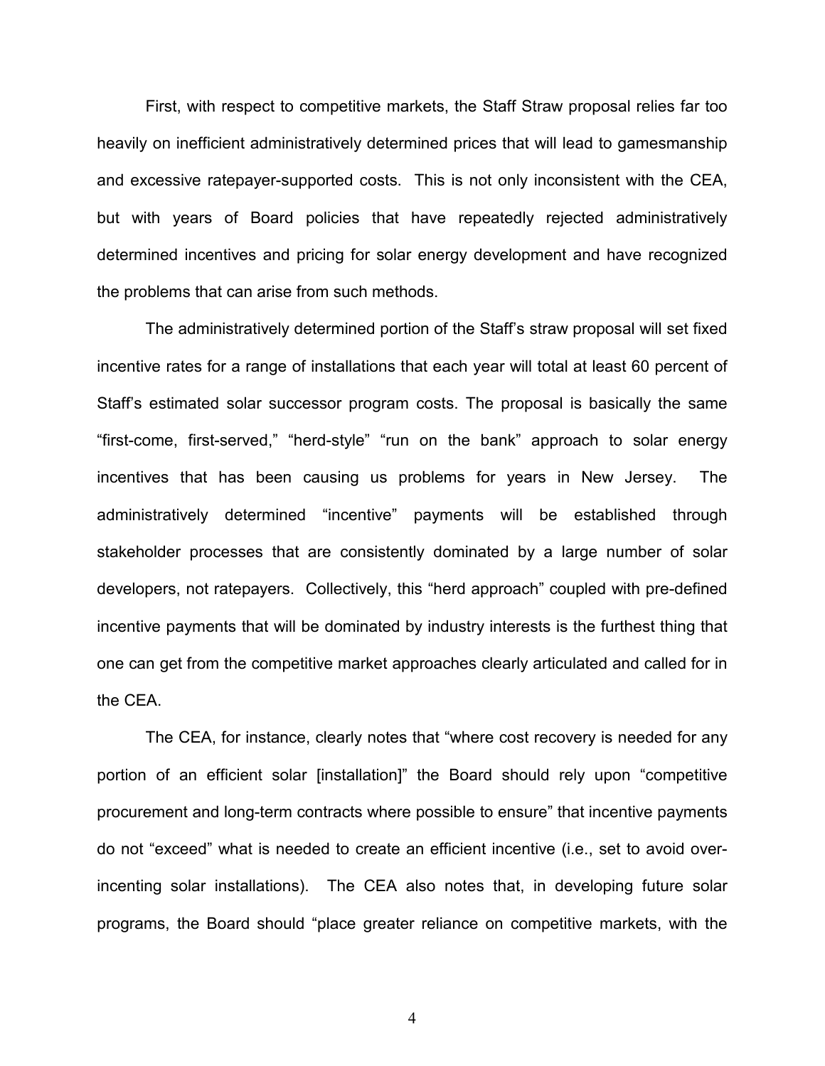First, with respect to competitive markets, the Staff Straw proposal relies far too heavily on inefficient administratively determined prices that will lead to gamesmanship and excessive ratepayer-supported costs. This is not only inconsistent with the CEA, but with years of Board policies that have repeatedly rejected administratively determined incentives and pricing for solar energy development and have recognized the problems that can arise from such methods.

The administratively determined portion of the Staff's straw proposal will set fixed incentive rates for a range of installations that each year will total at least 60 percent of Staff's estimated solar successor program costs. The proposal is basically the same "first-come, first-served," "herd-style" "run on the bank" approach to solar energy incentives that has been causing us problems for years in New Jersey. The administratively determined "incentive" payments will be established through stakeholder processes that are consistently dominated by a large number of solar developers, not ratepayers. Collectively, this "herd approach" coupled with pre-defined incentive payments that will be dominated by industry interests is the furthest thing that one can get from the competitive market approaches clearly articulated and called for in the CEA.

The CEA, for instance, clearly notes that "where cost recovery is needed for any portion of an efficient solar [installation]" the Board should rely upon "competitive procurement and long-term contracts where possible to ensure" that incentive payments do not "exceed" what is needed to create an efficient incentive (i.e., set to avoid over-incenting solar installations). The CEA also notes that, in developing future solar programs, the Board should "place greater reliance on competitive markets, with the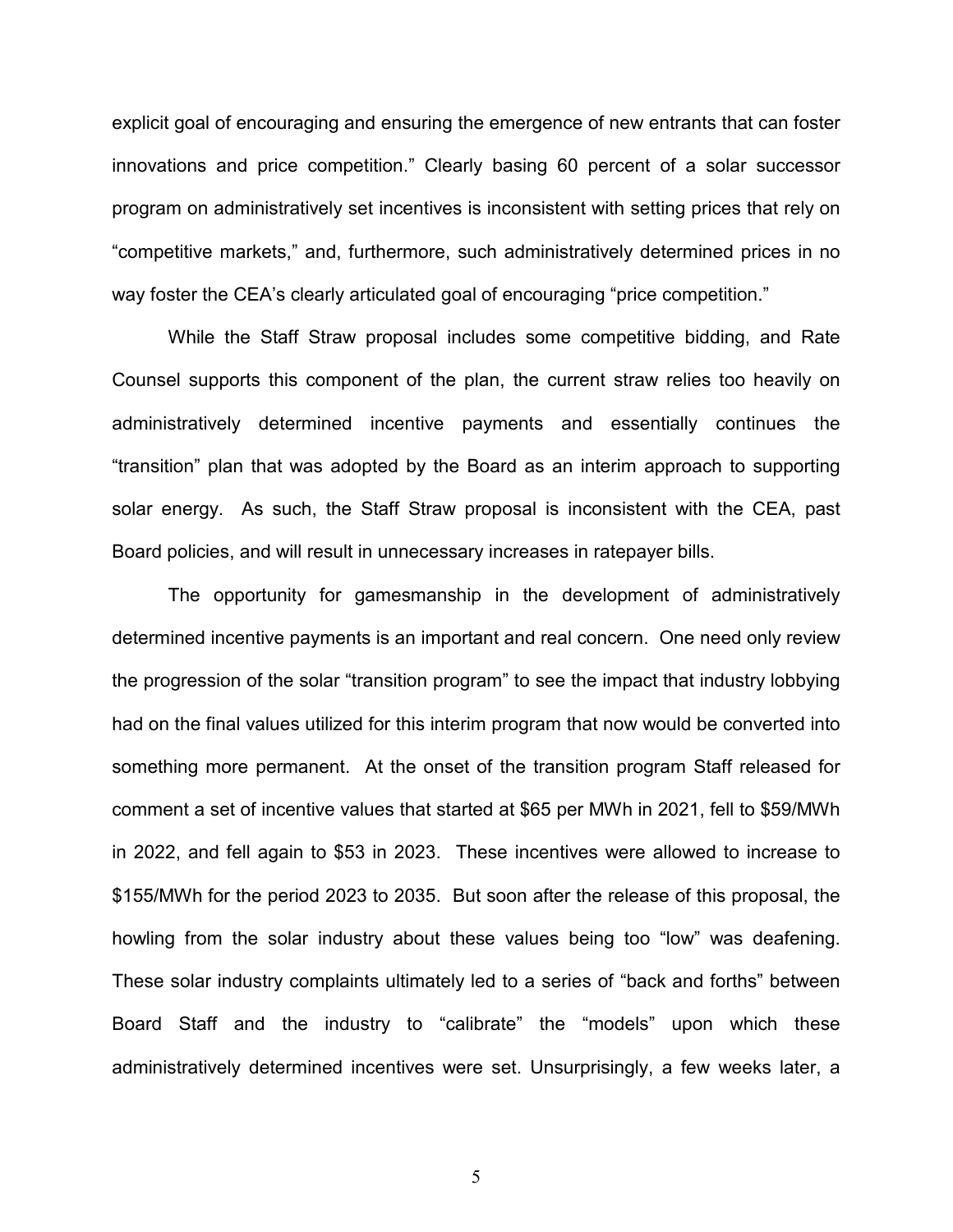explicit goal of encouraging and ensuring the emergence of new entrants that can foster innovations and price competition." Clearly basing 60 percent of a solar successor program on administratively set incentives is inconsistent with setting prices that rely on "competitive markets," and, furthermore, such administratively determined prices in no way foster the CEA's clearly articulated goal of encouraging "price competition."

While the Staff Straw proposal includes some competitive bidding, and Rate Counsel supports this component of the plan, the current straw relies too heavily on administratively determined incentive payments and essentially continues the "transition" plan that was adopted by the Board as an interim approach to supporting solar energy. As such, the Staff Straw proposal is inconsistent with the CEA, past Board policies, and will result in unnecessary increases in ratepayer bills.

The opportunity for gamesmanship in the development of administratively determined incentive payments is an important and real concern. One need only review the progression of the solar "transition program" to see the impact that industry lobbying had on the final values utilized for this interim program that now would be converted into something more permanent. At the onset of the transition program Staff released for comment a set of incentive values that started at $65 per MWh in 2021, fell to $59/MWh in 2022, and fell again to $53 in 2023. These incentives were allowed to increase to $155/MWh for the period 2023 to 2035. But soon after the release of this proposal, the howling from the solar industry about these values being too "low" was deafening. These solar industry complaints ultimately led to a series of "back and forths" between Board Staff and the industry to "calibrate" the "models" upon which these administratively determined incentives were set. Unsurprisingly, a few weeks later, a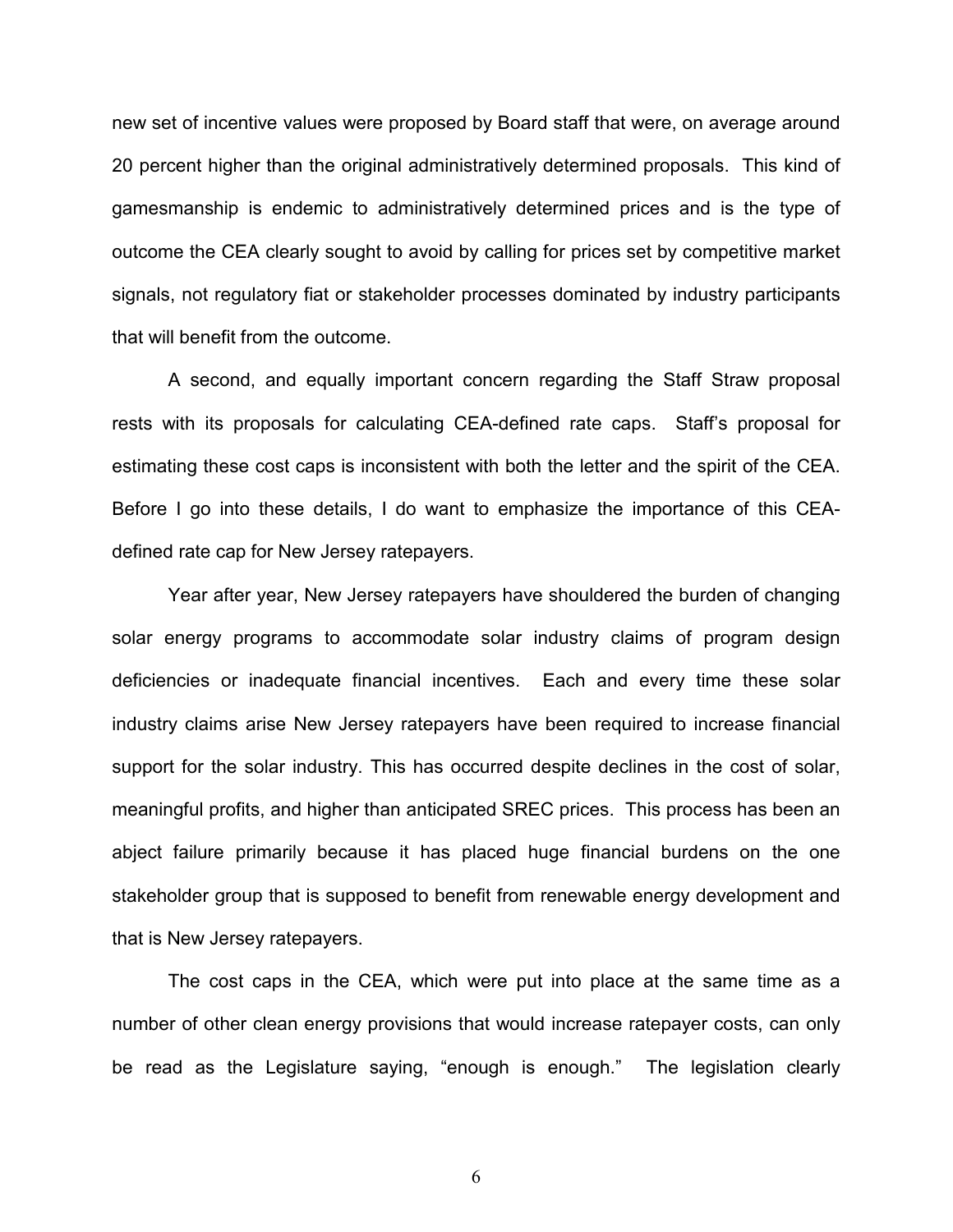new set of incentive values were proposed by Board staff that were, on average around 20 percent higher than the original administratively determined proposals. This kind of gamesmanship is endemic to administratively determined prices and is the type of outcome the CEA clearly sought to avoid by calling for prices set by competitive market signals, not regulatory fiat or stakeholder processes dominated by industry participants that will benefit from the outcome.

A second, and equally important concern regarding the Staff Straw proposal rests with its proposals for calculating CEA-defined rate caps. Staff's proposal for estimating these cost caps is inconsistent with both the letter and the spirit of the CEA. Before I go into these details, I do want to emphasize the importance of this CEA-defined rate cap for New Jersey ratepayers.

Year after year, New Jersey ratepayers have shouldered the burden of changing solar energy programs to accommodate solar industry claims of program design deficiencies or inadequate financial incentives. Each and every time these solar industry claims arise New Jersey ratepayers have been required to increase financial support for the solar industry. This has occurred despite declines in the cost of solar, meaningful profits, and higher than anticipated SREC prices. This process has been an abject failure primarily because it has placed huge financial burdens on the one stakeholder group that is supposed to benefit from renewable energy development and that is New Jersey ratepayers.

The cost caps in the CEA, which were put into place at the same time as a number of other clean energy provisions that would increase ratepayer costs, can only be read as the Legislature saying, "enough is enough." The legislation clearly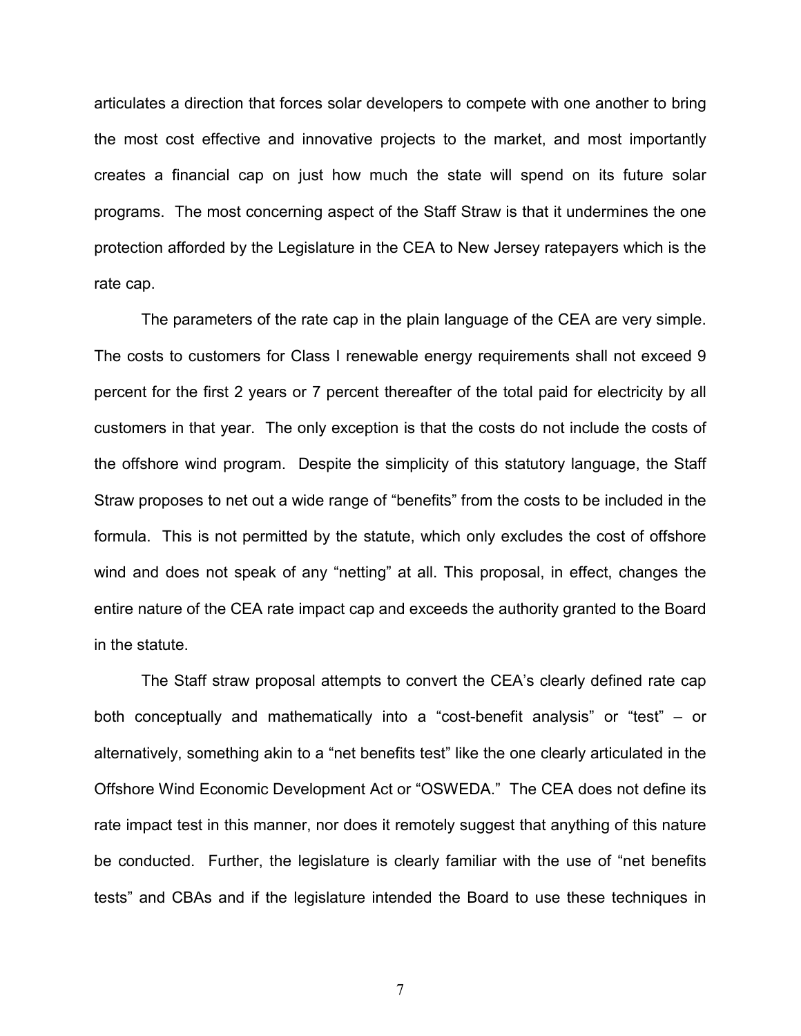articulates a direction that forces solar developers to compete with one another to bring the most cost effective and innovative projects to the market, and most importantly creates a financial cap on just how much the state will spend on its future solar programs. The most concerning aspect of the Staff Straw is that it undermines the one protection afforded by the Legislature in the CEA to New Jersey ratepayers which is the rate cap.

The parameters of the rate cap in the plain language of the CEA are very simple. The costs to customers for Class I renewable energy requirements shall not exceed 9 percent for the first 2 years or 7 percent thereafter of the total paid for electricity by all customers in that year. The only exception is that the costs do not include the costs of the offshore wind program. Despite the simplicity of this statutory language, the Staff Straw proposes to net out a wide range of "benefits" from the costs to be included in the formula. This is not permitted by the statute, which only excludes the cost of offshore wind and does not speak of any "netting" at all. This proposal, in effect, changes the entire nature of the CEA rate impact cap and exceeds the authority granted to the Board in the statute.

The Staff straw proposal attempts to convert the CEA's clearly defined rate cap both conceptually and mathematically into a "cost-benefit analysis" or "test" – or alternatively, something akin to a "net benefits test" like the one clearly articulated in the Offshore Wind Economic Development Act or "OSWEDA." The CEA does not define its rate impact test in this manner, nor does it remotely suggest that anything of this nature be conducted. Further, the legislature is clearly familiar with the use of "net benefits tests" and CBAs and if the legislature intended the Board to use these techniques in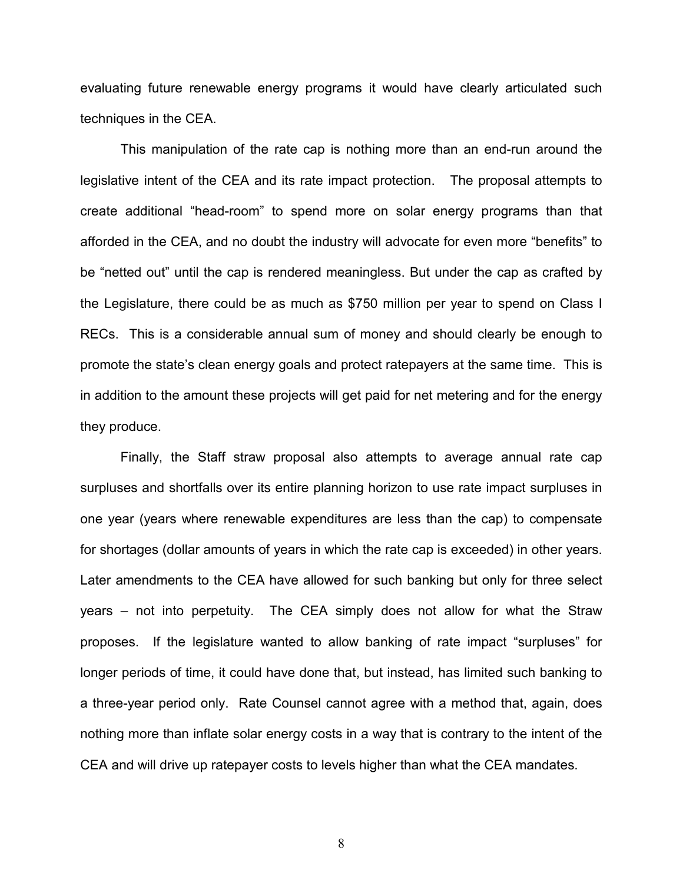evaluating future renewable energy programs it would have clearly articulated such techniques in the CEA.

This manipulation of the rate cap is nothing more than an end-run around the legislative intent of the CEA and its rate impact protection. The proposal attempts to create additional “head-room” to spend more on solar energy programs than that afforded in the CEA, and no doubt the industry will advocate for even more “benefits” to be “netted out” until the cap is rendered meaningless. But under the cap as crafted by the Legislature, there could be as much as $750 million per year to spend on Class I RECs. This is a considerable annual sum of money and should clearly be enough to promote the state’s clean energy goals and protect ratepayers at the same time. This is in addition to the amount these projects will get paid for net metering and for the energy they produce.

Finally, the Staff straw proposal also attempts to average annual rate cap surpluses and shortfalls over its entire planning horizon to use rate impact surpluses in one year (years where renewable expenditures are less than the cap) to compensate for shortages (dollar amounts of years in which the rate cap is exceeded) in other years. Later amendments to the CEA have allowed for such banking but only for three select years – not into perpetuity. The CEA simply does not allow for what the Straw proposes. If the legislature wanted to allow banking of rate impact “surpluses” for longer periods of time, it could have done that, but instead, has limited such banking to a three-year period only. Rate Counsel cannot agree with a method that, again, does nothing more than inflate solar energy costs in a way that is contrary to the intent of the CEA and will drive up ratepayer costs to levels higher than what the CEA mandates.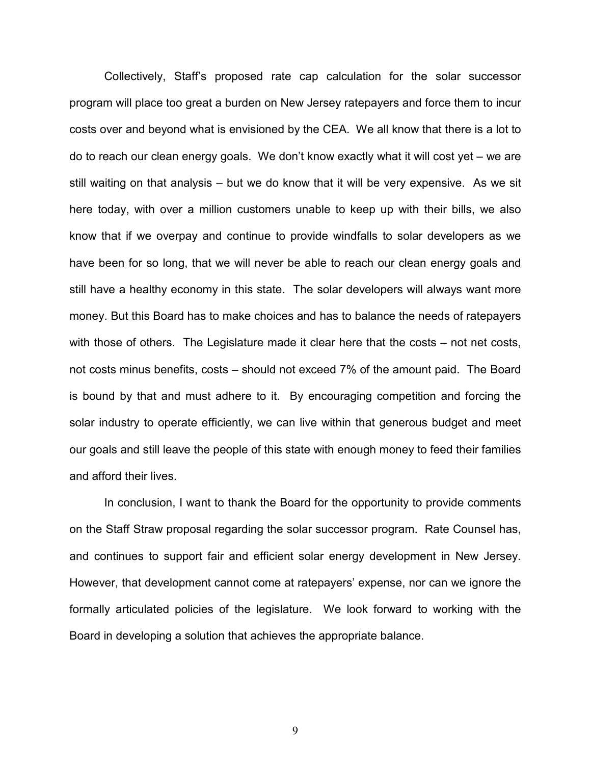Collectively, Staff's proposed rate cap calculation for the solar successor program will place too great a burden on New Jersey ratepayers and force them to incur costs over and beyond what is envisioned by the CEA. We all know that there is a lot to do to reach our clean energy goals. We don't know exactly what it will cost yet – we are still waiting on that analysis – but we do know that it will be very expensive. As we sit here today, with over a million customers unable to keep up with their bills, we also know that if we overpay and continue to provide windfalls to solar developers as we have been for so long, that we will never be able to reach our clean energy goals and still have a healthy economy in this state. The solar developers will always want more money. But this Board has to make choices and has to balance the needs of ratepayers with those of others. The Legislature made it clear here that the costs – not net costs, not costs minus benefits, costs – should not exceed 7% of the amount paid. The Board is bound by that and must adhere to it. By encouraging competition and forcing the solar industry to operate efficiently, we can live within that generous budget and meet our goals and still leave the people of this state with enough money to feed their families and afford their lives.

In conclusion, I want to thank the Board for the opportunity to provide comments on the Staff Straw proposal regarding the solar successor program. Rate Counsel has, and continues to support fair and efficient solar energy development in New Jersey. However, that development cannot come at ratepayers' expense, nor can we ignore the formally articulated policies of the legislature. We look forward to working with the Board in developing a solution that achieves the appropriate balance.